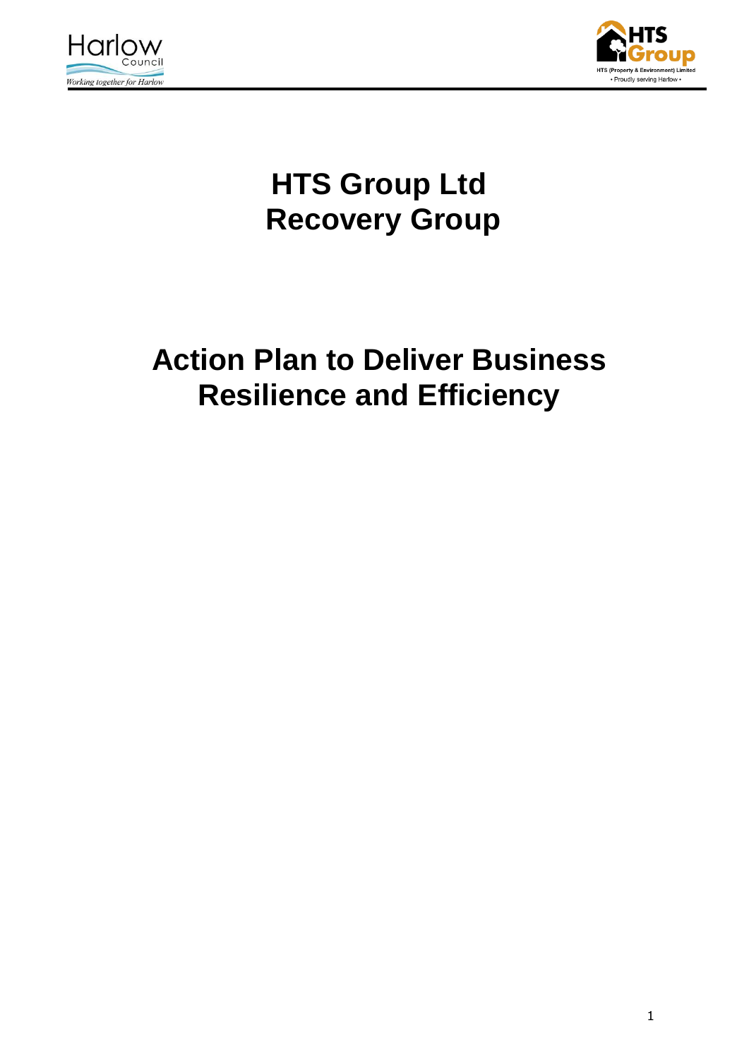# HTS Group Ltd
# Recovery Group

# Action Plan to Deliver Business Resilience and Efficiency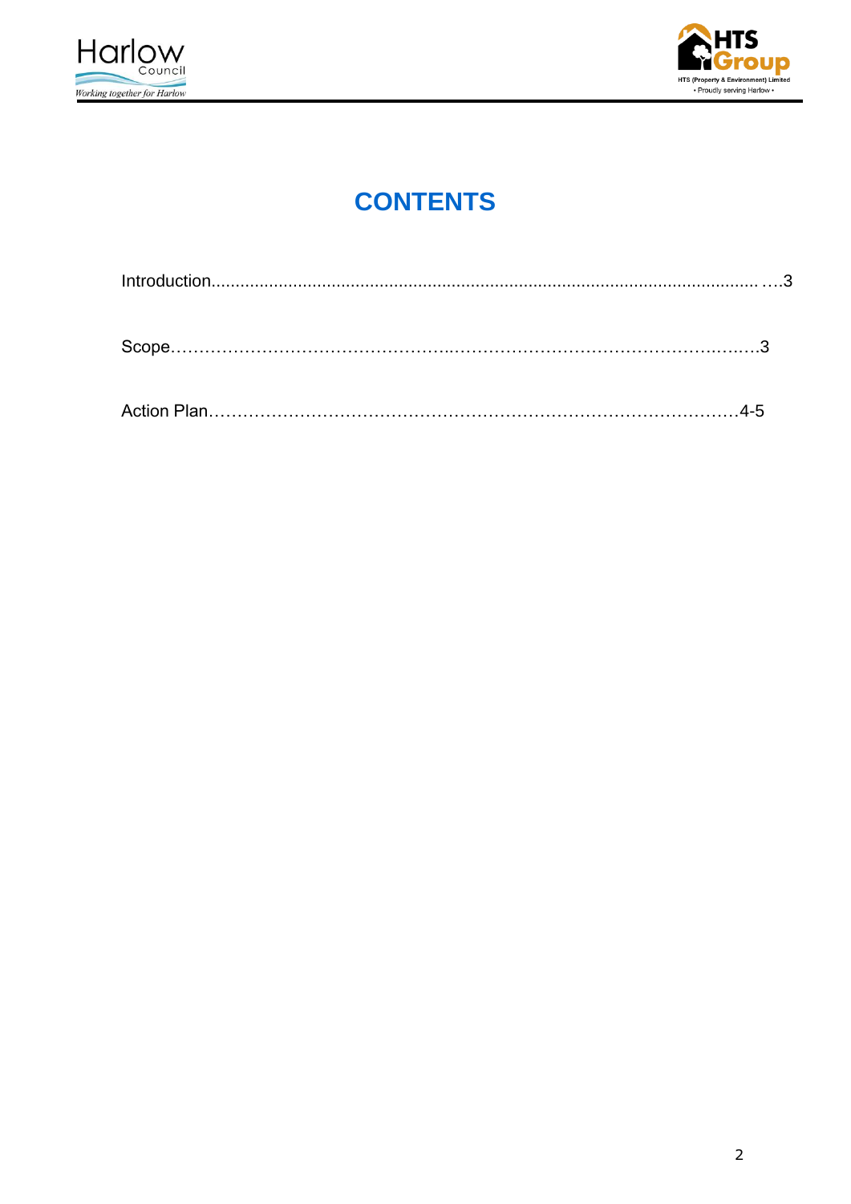# CONTENTS

Introduction................................................................................................................ ….3

Scope……………………………………………..………………………………………..….…3

Action Plan………………………………………………………………………………….4-5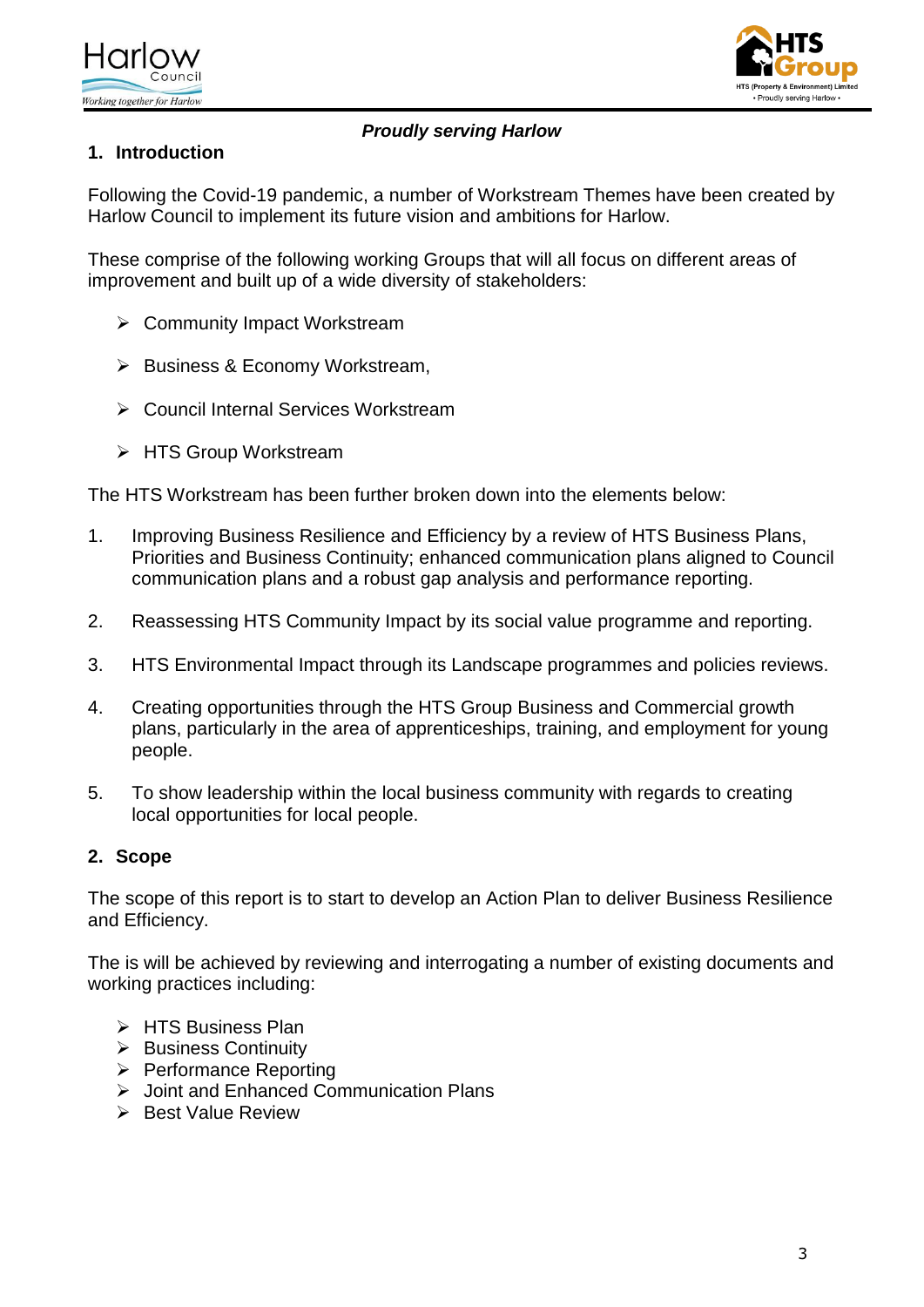*Proudly serving Harlow*

## 1. Introduction

Following the Covid-19 pandemic, a number of Workstream Themes have been created by Harlow Council to implement its future vision and ambitions for Harlow.

These comprise of the following working Groups that will all focus on different areas of improvement and built up of a wide diversity of stakeholders:

- Community Impact Workstream
- Business & Economy Workstream,
- Council Internal Services Workstream
- HTS Group Workstream

The HTS Workstream has been further broken down into the elements below:

1. Improving Business Resilience and Efficiency by a review of HTS Business Plans, Priorities and Business Continuity; enhanced communication plans aligned to Council communication plans and a robust gap analysis and performance reporting.
2. Reassessing HTS Community Impact by its social value programme and reporting.
3. HTS Environmental Impact through its Landscape programmes and policies reviews.
4. Creating opportunities through the HTS Group Business and Commercial growth plans, particularly in the area of apprenticeships, training, and employment for young people.
5. To show leadership within the local business community with regards to creating local opportunities for local people.

## 2. Scope

The scope of this report is to start to develop an Action Plan to deliver Business Resilience and Efficiency.

The is will be achieved by reviewing and interrogating a number of existing documents and working practices including:

- HTS Business Plan
- Business Continuity
- Performance Reporting
- Joint and Enhanced Communication Plans
- Best Value Review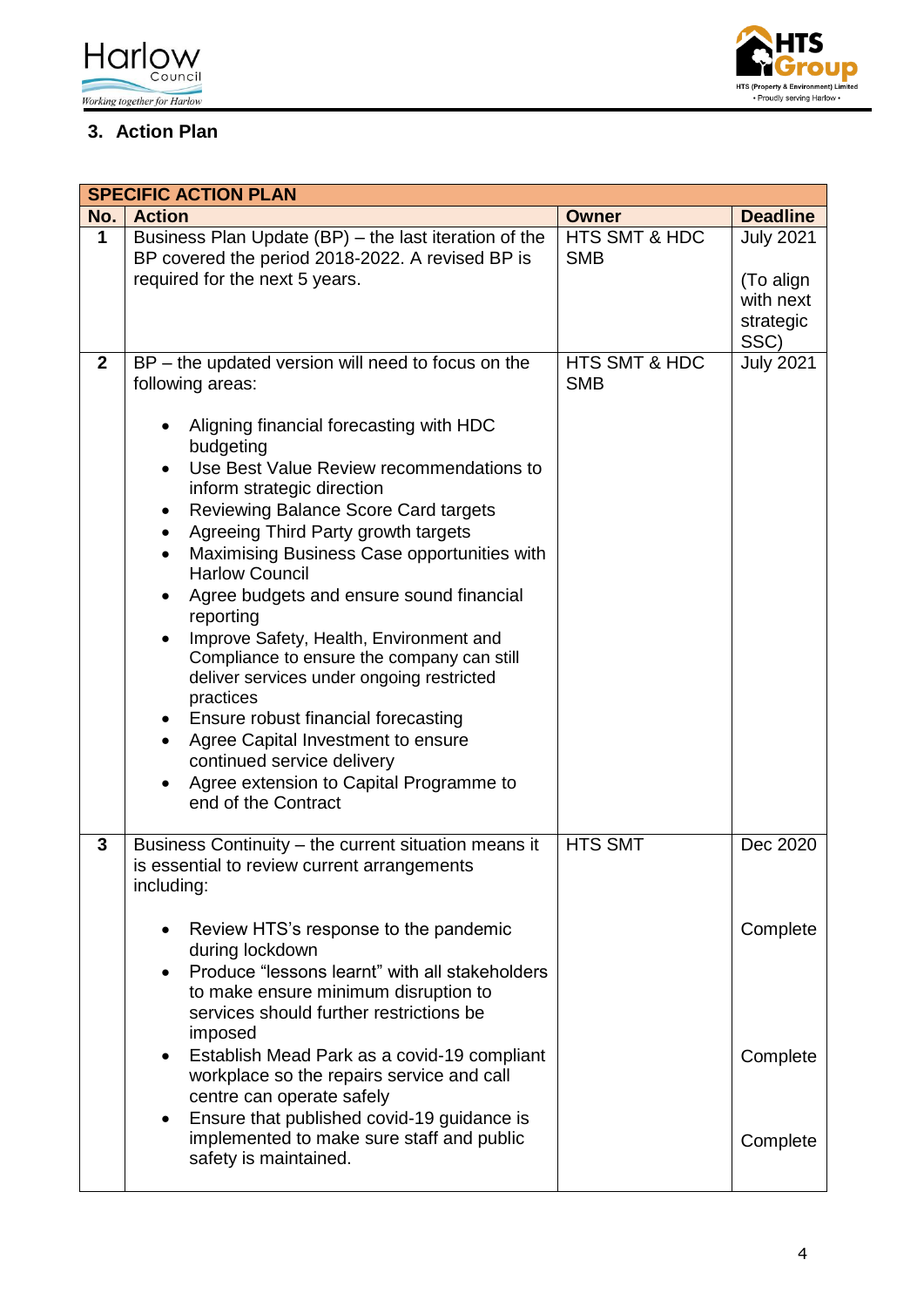## 3. Action Plan

| SPECIFIC ACTION PLAN | | | |
|---|---|---|---|
| **No.** | **Action** | **Owner** | **Deadline** |
| **1** | Business Plan Update (BP) – the last iteration of the BP covered the period 2018-2022. A revised BP is required for the next 5 years. | HTS SMT & HDC SMB | July 2021<br><br>(To align with next strategic SSC) |
| **2** | BP – the updated version will need to focus on the following areas:<br><br>• Aligning financial forecasting with HDC budgeting<br>• Use Best Value Review recommendations to inform strategic direction<br>• Reviewing Balance Score Card targets<br>• Agreeing Third Party growth targets<br>• Maximising Business Case opportunities with Harlow Council<br>• Agree budgets and ensure sound financial reporting<br>• Improve Safety, Health, Environment and Compliance to ensure the company can still deliver services under ongoing restricted practices<br>• Ensure robust financial forecasting<br>• Agree Capital Investment to ensure continued service delivery<br>• Agree extension to Capital Programme to end of the Contract | HTS SMT & HDC SMB | July 2021 |
| **3** | Business Continuity – the current situation means it is essential to review current arrangements including:<br><br>• Review HTS's response to the pandemic during lockdown<br>• Produce "lessons learnt" with all stakeholders to make ensure minimum disruption to services should further restrictions be imposed<br>• Establish Mead Park as a covid-19 compliant workplace so the repairs service and call centre can operate safely<br>• Ensure that published covid-19 guidance is implemented to make sure staff and public safety is maintained. | HTS SMT | Dec 2020<br><br>Complete<br><br>Complete<br><br>Complete |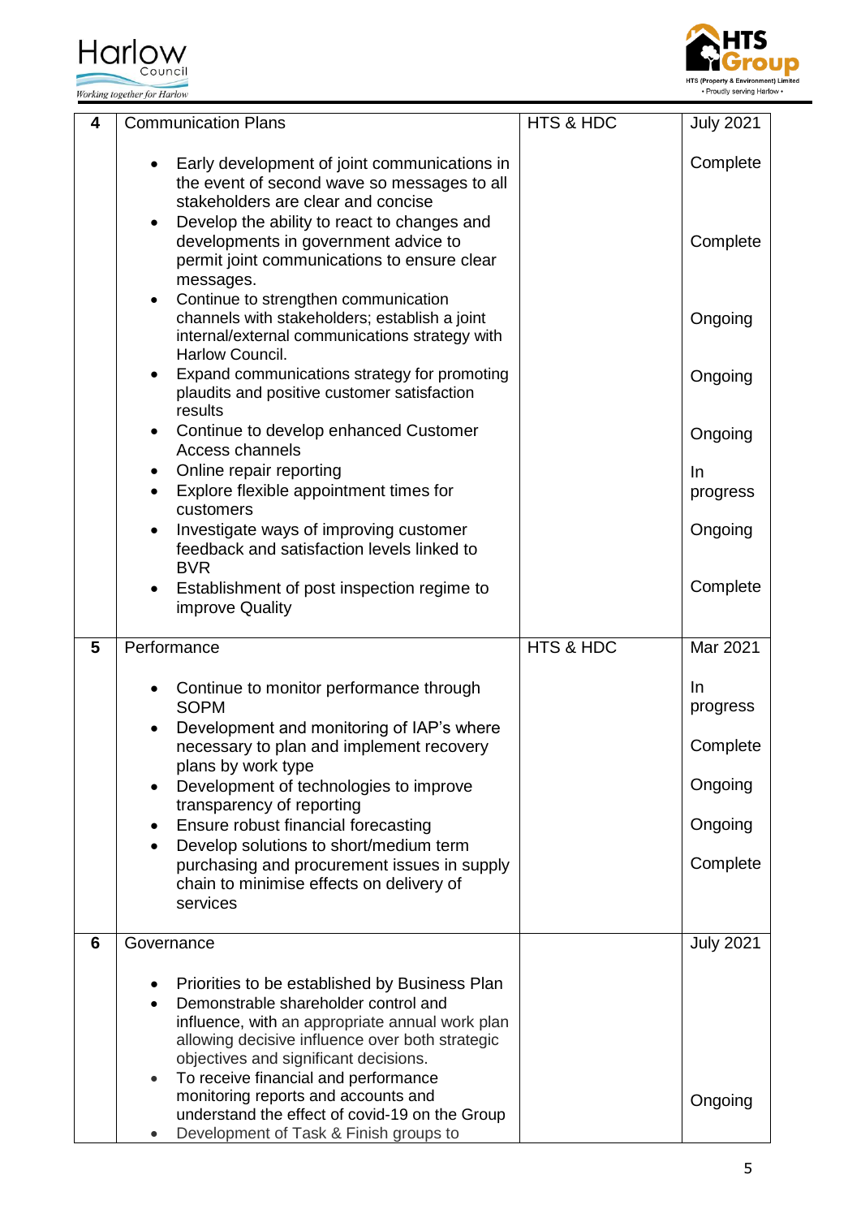| 4 | Communication Plans<br><br>• Early development of joint communications in the event of second wave so messages to all stakeholders are clear and concise<br>• Develop the ability to react to changes and developments in government advice to permit joint communications to ensure clear messages.<br>• Continue to strengthen communication channels with stakeholders; establish a joint internal/external communications strategy with Harlow Council.<br>• Expand communications strategy for promoting plaudits and positive customer satisfaction results<br>• Continue to develop enhanced Customer Access channels<br>• Online repair reporting<br>• Explore flexible appointment times for customers<br>• Investigate ways of improving customer feedback and satisfaction levels linked to BVR<br>• Establishment of post inspection regime to improve Quality | HTS & HDC | July 2021<br><br>Complete<br><br>Complete<br><br>Ongoing<br><br>Ongoing<br><br>Ongoing<br><br>In progress<br><br>Ongoing<br><br>Complete |
|---|---|---|---|
| 5 | Performance<br><br>• Continue to monitor performance through SOPM<br>• Development and monitoring of IAP's where necessary to plan and implement recovery plans by work type<br>• Development of technologies to improve transparency of reporting<br>• Ensure robust financial forecasting<br>• Develop solutions to short/medium term purchasing and procurement issues in supply chain to minimise effects on delivery of services | HTS & HDC | Mar 2021<br><br>In progress<br><br>Complete<br><br>Ongoing<br><br>Ongoing<br><br>Complete |
| 6 | Governance<br><br>• Priorities to be established by Business Plan<br>• Demonstrable shareholder control and influence, with an appropriate annual work plan allowing decisive influence over both strategic objectives and significant decisions.<br>• To receive financial and performance monitoring reports and accounts and understand the effect of covid-19 on the Group<br>• Development of Task & Finish groups to | | July 2021<br><br>Ongoing |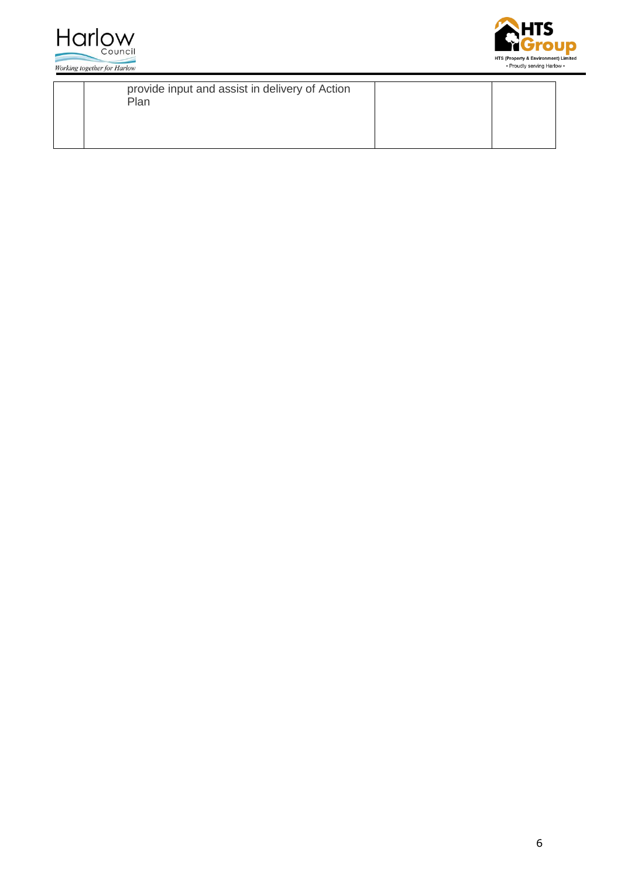| | | | |
|---|---|---|---|
| | provide input and assist in delivery of Action Plan | | |